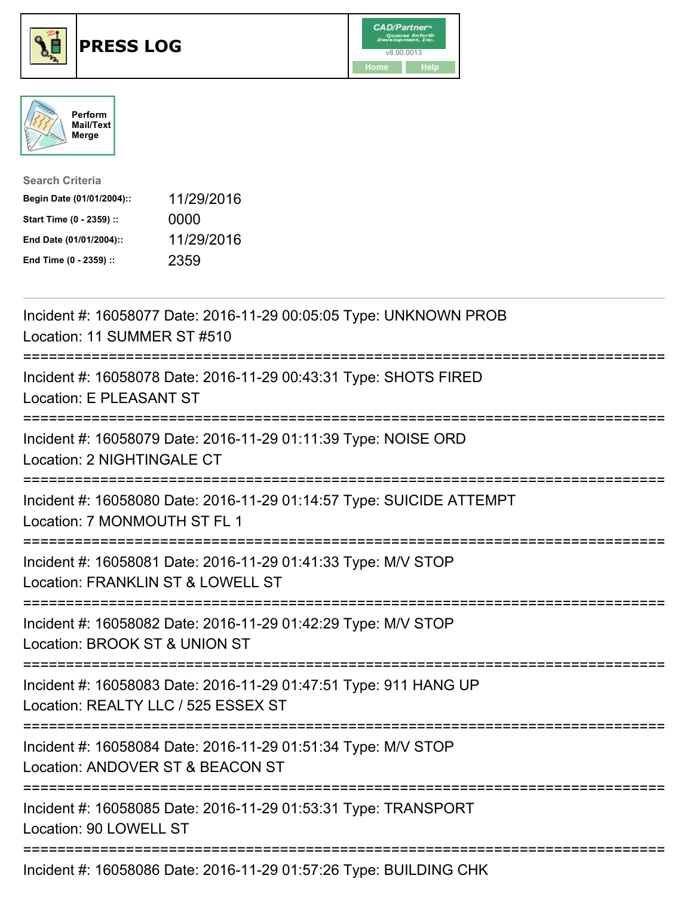# PRESS LOG

CAD/Partner™ v8.00.0013

Home | Help

Perform Mail/Text Merge

**Search Criteria**

| | |
|---|---|
| **Begin Date (01/01/2004)::** | 11/29/2016 |
| **Start Time (0 - 2359) ::** | 0000 |
| **End Date (01/01/2004)::** | 11/29/2016 |
| **End Time (0 - 2359) ::** | 2359 |

---

Incident #: 16058077 Date: 2016-11-29 00:05:05 Type: UNKNOWN PROB
Location: 11 SUMMER ST #510

===========================================================================

Incident #: 16058078 Date: 2016-11-29 00:43:31 Type: SHOTS FIRED
Location: E PLEASANT ST

===========================================================================

Incident #: 16058079 Date: 2016-11-29 01:11:39 Type: NOISE ORD
Location: 2 NIGHTINGALE CT

===========================================================================

Incident #: 16058080 Date: 2016-11-29 01:14:57 Type: SUICIDE ATTEMPT
Location: 7 MONMOUTH ST FL 1

===========================================================================

Incident #: 16058081 Date: 2016-11-29 01:41:33 Type: M/V STOP
Location: FRANKLIN ST & LOWELL ST

===========================================================================

Incident #: 16058082 Date: 2016-11-29 01:42:29 Type: M/V STOP
Location: BROOK ST & UNION ST

===========================================================================

Incident #: 16058083 Date: 2016-11-29 01:47:51 Type: 911 HANG UP
Location: REALTY LLC / 525 ESSEX ST

===========================================================================

Incident #: 16058084 Date: 2016-11-29 01:51:34 Type: M/V STOP
Location: ANDOVER ST & BEACON ST

===========================================================================

Incident #: 16058085 Date: 2016-11-29 01:53:31 Type: TRANSPORT
Location: 90 LOWELL ST

===========================================================================

Incident #: 16058086 Date: 2016-11-29 01:57:26 Type: BUILDING CHK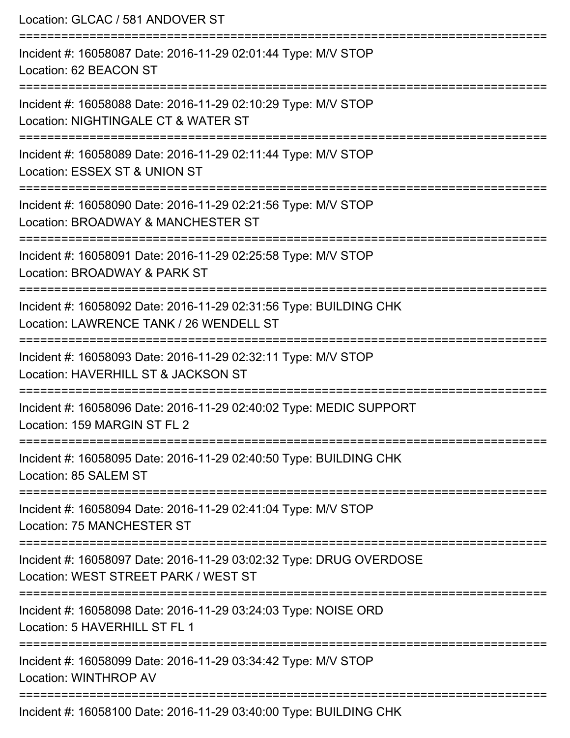Location: GLCAC / 581 ANDOVER ST

===========================================================================

Incident #: 16058087 Date: 2016-11-29 02:01:44 Type: M/V STOP
Location: 62 BEACON ST

===========================================================================

Incident #: 16058088 Date: 2016-11-29 02:10:29 Type: M/V STOP
Location: NIGHTINGALE CT & WATER ST

===========================================================================

Incident #: 16058089 Date: 2016-11-29 02:11:44 Type: M/V STOP
Location: ESSEX ST & UNION ST

===========================================================================

Incident #: 16058090 Date: 2016-11-29 02:21:56 Type: M/V STOP
Location: BROADWAY & MANCHESTER ST

===========================================================================

Incident #: 16058091 Date: 2016-11-29 02:25:58 Type: M/V STOP
Location: BROADWAY & PARK ST

===========================================================================

Incident #: 16058092 Date: 2016-11-29 02:31:56 Type: BUILDING CHK
Location: LAWRENCE TANK / 26 WENDELL ST

===========================================================================

Incident #: 16058093 Date: 2016-11-29 02:32:11 Type: M/V STOP
Location: HAVERHILL ST & JACKSON ST

===========================================================================

Incident #: 16058096 Date: 2016-11-29 02:40:02 Type: MEDIC SUPPORT
Location: 159 MARGIN ST FL 2

===========================================================================

Incident #: 16058095 Date: 2016-11-29 02:40:50 Type: BUILDING CHK
Location: 85 SALEM ST

===========================================================================

Incident #: 16058094 Date: 2016-11-29 02:41:04 Type: M/V STOP
Location: 75 MANCHESTER ST

===========================================================================

Incident #: 16058097 Date: 2016-11-29 03:02:32 Type: DRUG OVERDOSE
Location: WEST STREET PARK / WEST ST

===========================================================================

Incident #: 16058098 Date: 2016-11-29 03:24:03 Type: NOISE ORD
Location: 5 HAVERHILL ST FL 1

===========================================================================

Incident #: 16058099 Date: 2016-11-29 03:34:42 Type: M/V STOP
Location: WINTHROP AV

===========================================================================

Incident #: 16058100 Date: 2016-11-29 03:40:00 Type: BUILDING CHK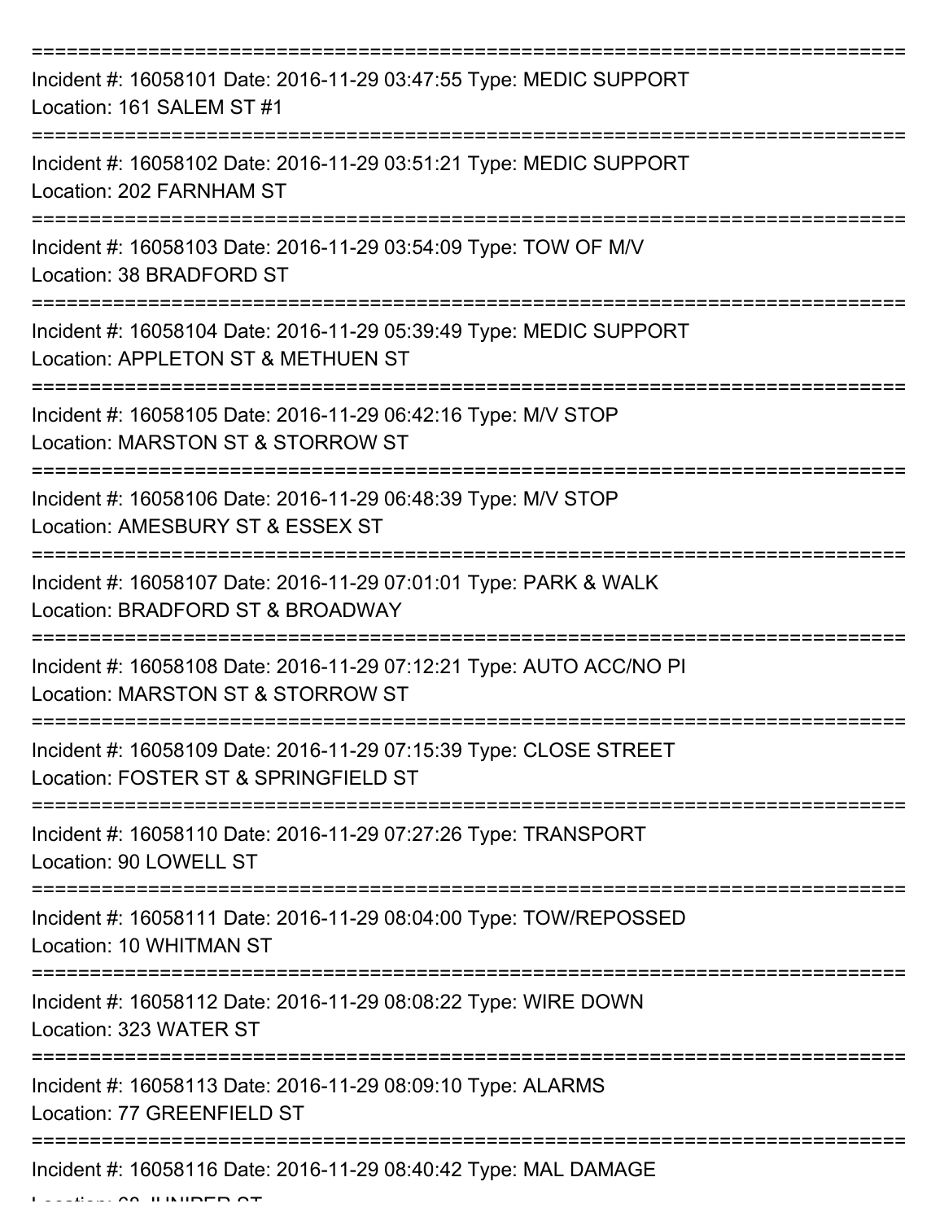===========================================================================

Incident #: 16058101 Date: 2016-11-29 03:47:55 Type: MEDIC SUPPORT
Location: 161 SALEM ST #1

===========================================================================

Incident #: 16058102 Date: 2016-11-29 03:51:21 Type: MEDIC SUPPORT
Location: 202 FARNHAM ST

===========================================================================

Incident #: 16058103 Date: 2016-11-29 03:54:09 Type: TOW OF M/V
Location: 38 BRADFORD ST

===========================================================================

Incident #: 16058104 Date: 2016-11-29 05:39:49 Type: MEDIC SUPPORT
Location: APPLETON ST & METHUEN ST

===========================================================================

Incident #: 16058105 Date: 2016-11-29 06:42:16 Type: M/V STOP
Location: MARSTON ST & STORROW ST

===========================================================================

Incident #: 16058106 Date: 2016-11-29 06:48:39 Type: M/V STOP
Location: AMESBURY ST & ESSEX ST

===========================================================================

Incident #: 16058107 Date: 2016-11-29 07:01:01 Type: PARK & WALK
Location: BRADFORD ST & BROADWAY

===========================================================================

Incident #: 16058108 Date: 2016-11-29 07:12:21 Type: AUTO ACC/NO PI
Location: MARSTON ST & STORROW ST

===========================================================================

Incident #: 16058109 Date: 2016-11-29 07:15:39 Type: CLOSE STREET
Location: FOSTER ST & SPRINGFIELD ST

===========================================================================

Incident #: 16058110 Date: 2016-11-29 07:27:26 Type: TRANSPORT
Location: 90 LOWELL ST

===========================================================================

Incident #: 16058111 Date: 2016-11-29 08:04:00 Type: TOW/REPOSSED
Location: 10 WHITMAN ST

===========================================================================

Incident #: 16058112 Date: 2016-11-29 08:08:22 Type: WIRE DOWN
Location: 323 WATER ST

===========================================================================

Incident #: 16058113 Date: 2016-11-29 08:09:10 Type: ALARMS
Location: 77 GREENFIELD ST

===========================================================================

Incident #: 16058116 Date: 2016-11-29 08:40:42 Type: MAL DAMAGE
Location: 68 JUNIPER ST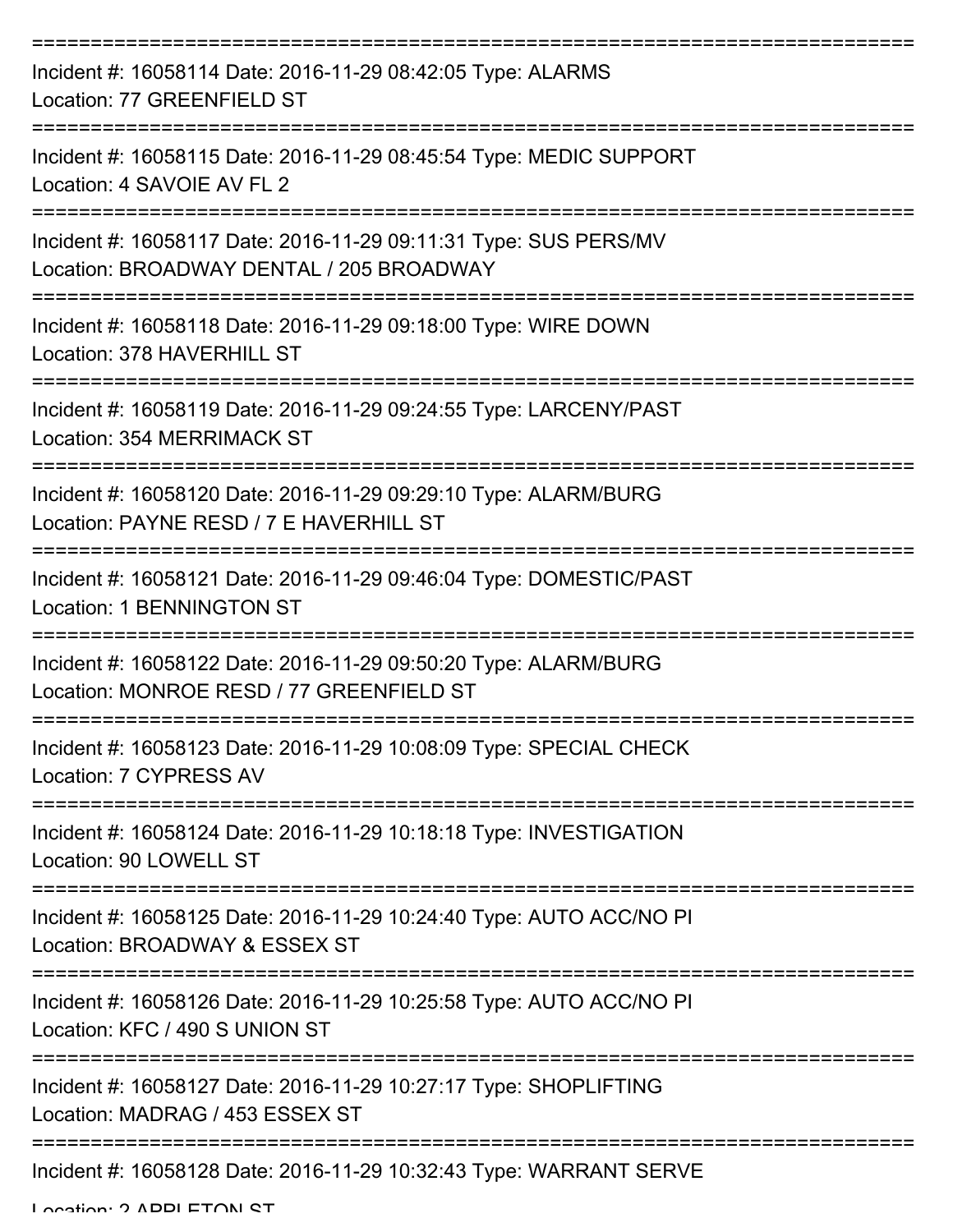===========================================================================

Incident #: 16058114 Date: 2016-11-29 08:42:05 Type: ALARMS
Location: 77 GREENFIELD ST

===========================================================================

Incident #: 16058115 Date: 2016-11-29 08:45:54 Type: MEDIC SUPPORT
Location: 4 SAVOIE AV FL 2

===========================================================================

Incident #: 16058117 Date: 2016-11-29 09:11:31 Type: SUS PERS/MV
Location: BROADWAY DENTAL / 205 BROADWAY

===========================================================================

Incident #: 16058118 Date: 2016-11-29 09:18:00 Type: WIRE DOWN
Location: 378 HAVERHILL ST

===========================================================================

Incident #: 16058119 Date: 2016-11-29 09:24:55 Type: LARCENY/PAST
Location: 354 MERRIMACK ST

===========================================================================

Incident #: 16058120 Date: 2016-11-29 09:29:10 Type: ALARM/BURG
Location: PAYNE RESD / 7 E HAVERHILL ST

===========================================================================

Incident #: 16058121 Date: 2016-11-29 09:46:04 Type: DOMESTIC/PAST
Location: 1 BENNINGTON ST

===========================================================================

Incident #: 16058122 Date: 2016-11-29 09:50:20 Type: ALARM/BURG
Location: MONROE RESD / 77 GREENFIELD ST

===========================================================================

Incident #: 16058123 Date: 2016-11-29 10:08:09 Type: SPECIAL CHECK
Location: 7 CYPRESS AV

===========================================================================

Incident #: 16058124 Date: 2016-11-29 10:18:18 Type: INVESTIGATION
Location: 90 LOWELL ST

===========================================================================

Incident #: 16058125 Date: 2016-11-29 10:24:40 Type: AUTO ACC/NO PI
Location: BROADWAY & ESSEX ST

===========================================================================

Incident #: 16058126 Date: 2016-11-29 10:25:58 Type: AUTO ACC/NO PI
Location: KFC / 490 S UNION ST

===========================================================================

Incident #: 16058127 Date: 2016-11-29 10:27:17 Type: SHOPLIFTING
Location: MADRAG / 453 ESSEX ST

===========================================================================

Incident #: 16058128 Date: 2016-11-29 10:32:43 Type: WARRANT SERVE
Location: 2 APPLETON ST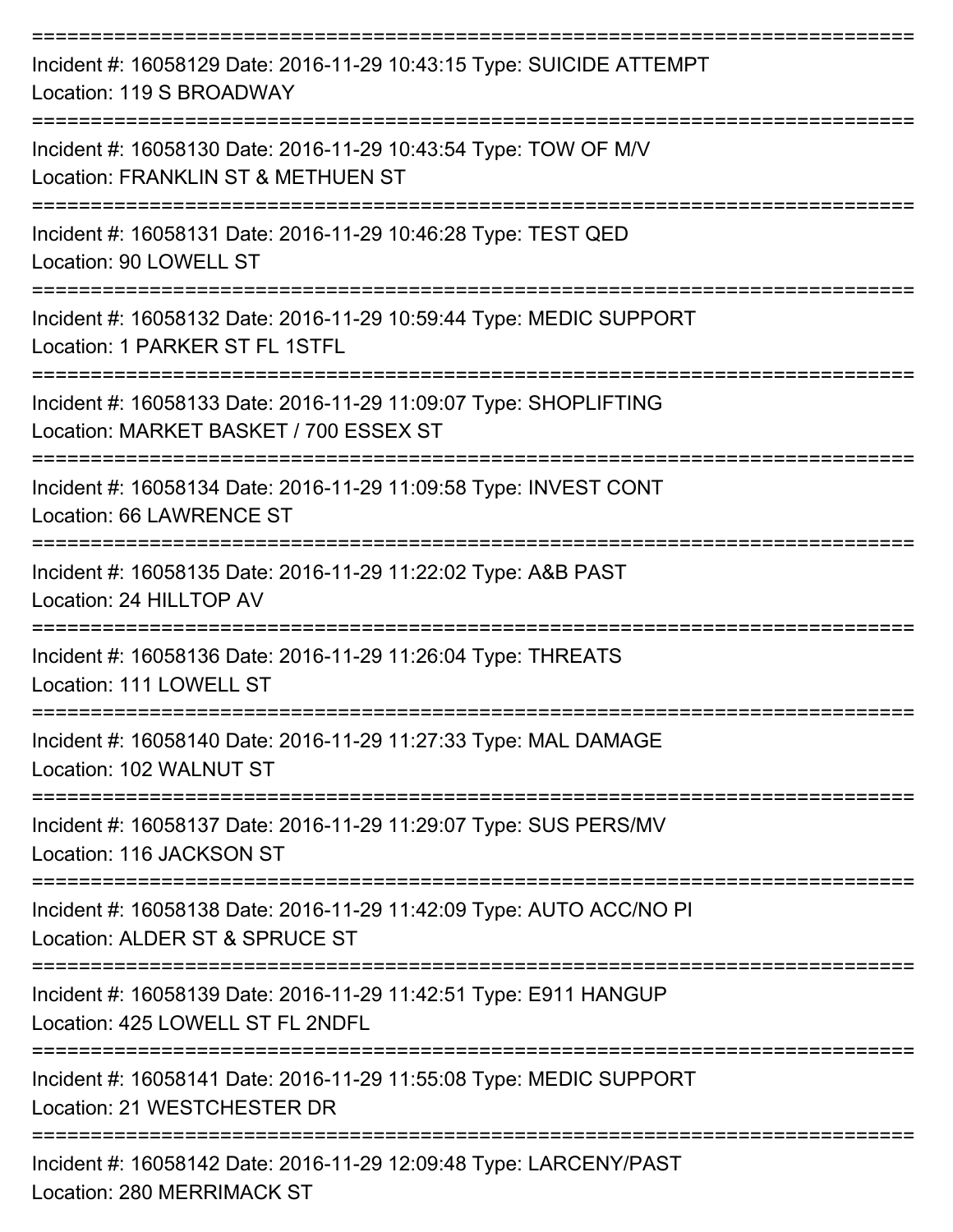===========================================================================

Incident #: 16058129 Date: 2016-11-29 10:43:15 Type: SUICIDE ATTEMPT
Location: 119 S BROADWAY

===========================================================================

Incident #: 16058130 Date: 2016-11-29 10:43:54 Type: TOW OF M/V
Location: FRANKLIN ST & METHUEN ST

===========================================================================

Incident #: 16058131 Date: 2016-11-29 10:46:28 Type: TEST QED
Location: 90 LOWELL ST

===========================================================================

Incident #: 16058132 Date: 2016-11-29 10:59:44 Type: MEDIC SUPPORT
Location: 1 PARKER ST FL 1STFL

===========================================================================

Incident #: 16058133 Date: 2016-11-29 11:09:07 Type: SHOPLIFTING
Location: MARKET BASKET / 700 ESSEX ST

===========================================================================

Incident #: 16058134 Date: 2016-11-29 11:09:58 Type: INVEST CONT
Location: 66 LAWRENCE ST

===========================================================================

Incident #: 16058135 Date: 2016-11-29 11:22:02 Type: A&B PAST
Location: 24 HILLTOP AV

===========================================================================

Incident #: 16058136 Date: 2016-11-29 11:26:04 Type: THREATS
Location: 111 LOWELL ST

===========================================================================

Incident #: 16058140 Date: 2016-11-29 11:27:33 Type: MAL DAMAGE
Location: 102 WALNUT ST

===========================================================================

Incident #: 16058137 Date: 2016-11-29 11:29:07 Type: SUS PERS/MV
Location: 116 JACKSON ST

===========================================================================

Incident #: 16058138 Date: 2016-11-29 11:42:09 Type: AUTO ACC/NO PI
Location: ALDER ST & SPRUCE ST

===========================================================================

Incident #: 16058139 Date: 2016-11-29 11:42:51 Type: E911 HANGUP
Location: 425 LOWELL ST FL 2NDFL

===========================================================================

Incident #: 16058141 Date: 2016-11-29 11:55:08 Type: MEDIC SUPPORT
Location: 21 WESTCHESTER DR

===========================================================================

Incident #: 16058142 Date: 2016-11-29 12:09:48 Type: LARCENY/PAST
Location: 280 MERRIMACK ST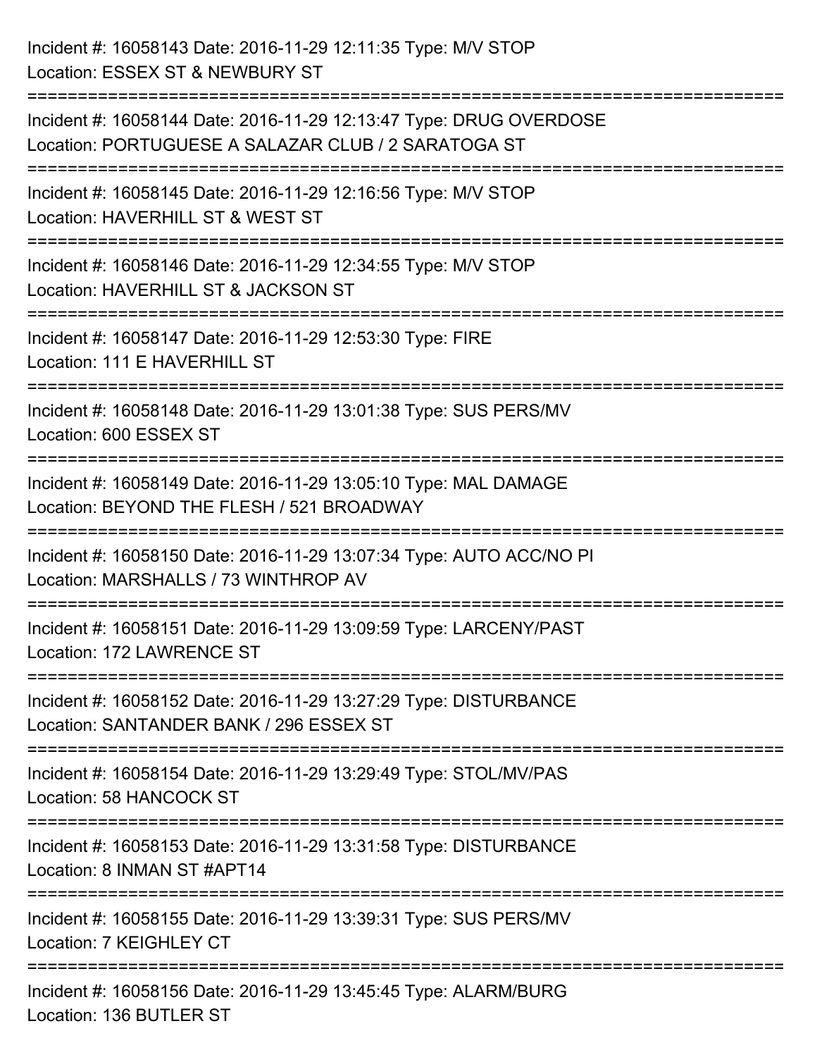Incident #: 16058143 Date: 2016-11-29 12:11:35 Type: M/V STOP
Location: ESSEX ST & NEWBURY ST

===========================================================================

Incident #: 16058144 Date: 2016-11-29 12:13:47 Type: DRUG OVERDOSE
Location: PORTUGUESE A SALAZAR CLUB / 2 SARATOGA ST

===========================================================================

Incident #: 16058145 Date: 2016-11-29 12:16:56 Type: M/V STOP
Location: HAVERHILL ST & WEST ST

===========================================================================

Incident #: 16058146 Date: 2016-11-29 12:34:55 Type: M/V STOP
Location: HAVERHILL ST & JACKSON ST

===========================================================================

Incident #: 16058147 Date: 2016-11-29 12:53:30 Type: FIRE
Location: 111 E HAVERHILL ST

===========================================================================

Incident #: 16058148 Date: 2016-11-29 13:01:38 Type: SUS PERS/MV
Location: 600 ESSEX ST

===========================================================================

Incident #: 16058149 Date: 2016-11-29 13:05:10 Type: MAL DAMAGE
Location: BEYOND THE FLESH / 521 BROADWAY

===========================================================================

Incident #: 16058150 Date: 2016-11-29 13:07:34 Type: AUTO ACC/NO PI
Location: MARSHALLS / 73 WINTHROP AV

===========================================================================

Incident #: 16058151 Date: 2016-11-29 13:09:59 Type: LARCENY/PAST
Location: 172 LAWRENCE ST

===========================================================================

Incident #: 16058152 Date: 2016-11-29 13:27:29 Type: DISTURBANCE
Location: SANTANDER BANK / 296 ESSEX ST

===========================================================================

Incident #: 16058154 Date: 2016-11-29 13:29:49 Type: STOL/MV/PAS
Location: 58 HANCOCK ST

===========================================================================

Incident #: 16058153 Date: 2016-11-29 13:31:58 Type: DISTURBANCE
Location: 8 INMAN ST #APT14

===========================================================================

Incident #: 16058155 Date: 2016-11-29 13:39:31 Type: SUS PERS/MV
Location: 7 KEIGHLEY CT

===========================================================================

Incident #: 16058156 Date: 2016-11-29 13:45:45 Type: ALARM/BURG
Location: 136 BUTLER ST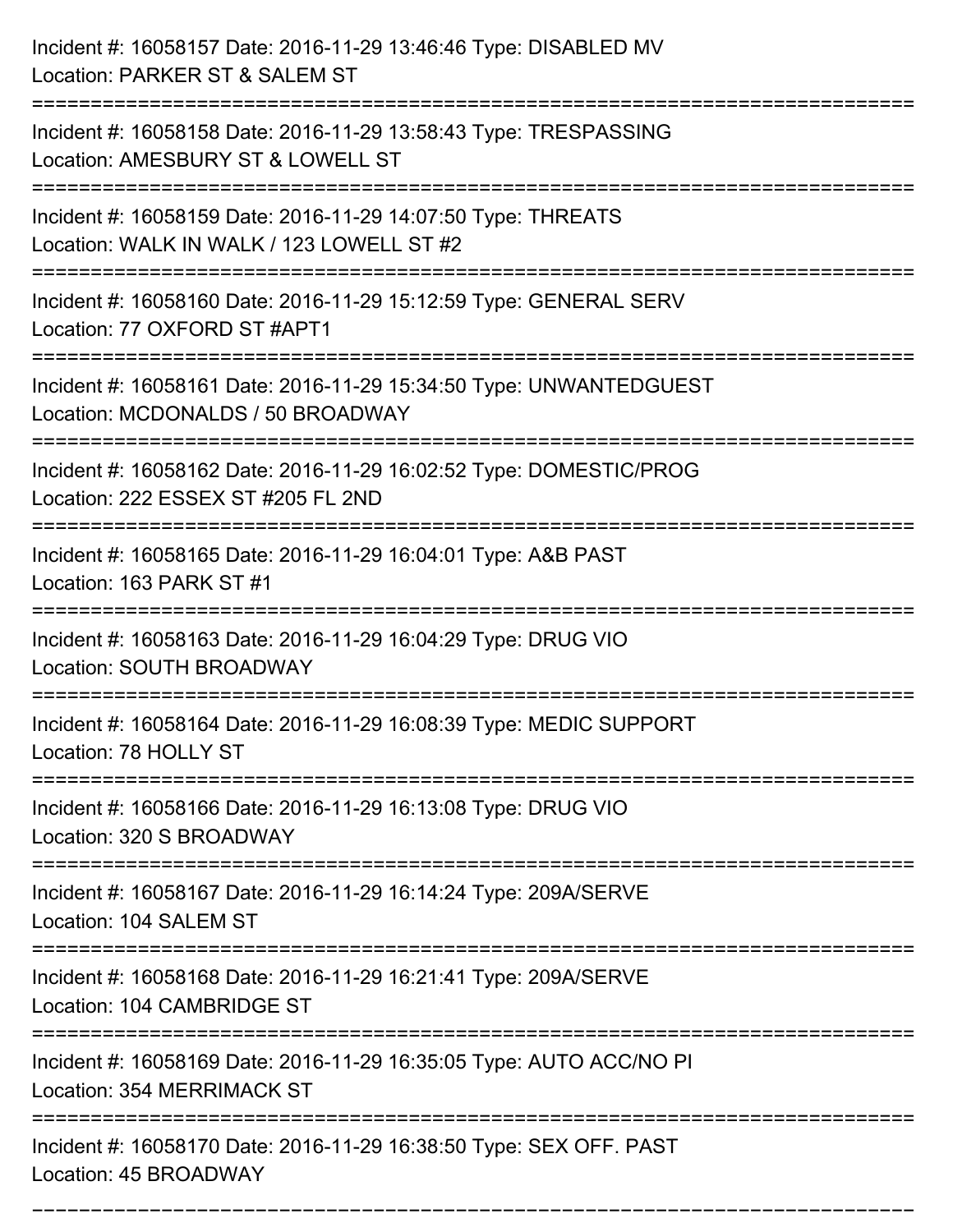Incident #: 16058157 Date: 2016-11-29 13:46:46 Type: DISABLED MV
Location: PARKER ST & SALEM ST

===========================================================================

Incident #: 16058158 Date: 2016-11-29 13:58:43 Type: TRESPASSING
Location: AMESBURY ST & LOWELL ST

===========================================================================

Incident #: 16058159 Date: 2016-11-29 14:07:50 Type: THREATS
Location: WALK IN WALK / 123 LOWELL ST #2

===========================================================================

Incident #: 16058160 Date: 2016-11-29 15:12:59 Type: GENERAL SERV
Location: 77 OXFORD ST #APT1

===========================================================================

Incident #: 16058161 Date: 2016-11-29 15:34:50 Type: UNWANTEDGUEST
Location: MCDONALDS / 50 BROADWAY

===========================================================================

Incident #: 16058162 Date: 2016-11-29 16:02:52 Type: DOMESTIC/PROG
Location: 222 ESSEX ST #205 FL 2ND

===========================================================================

Incident #: 16058165 Date: 2016-11-29 16:04:01 Type: A&B PAST
Location: 163 PARK ST #1

===========================================================================

Incident #: 16058163 Date: 2016-11-29 16:04:29 Type: DRUG VIO
Location: SOUTH BROADWAY

===========================================================================

Incident #: 16058164 Date: 2016-11-29 16:08:39 Type: MEDIC SUPPORT
Location: 78 HOLLY ST

===========================================================================

Incident #: 16058166 Date: 2016-11-29 16:13:08 Type: DRUG VIO
Location: 320 S BROADWAY

===========================================================================

Incident #: 16058167 Date: 2016-11-29 16:14:24 Type: 209A/SERVE
Location: 104 SALEM ST

===========================================================================

Incident #: 16058168 Date: 2016-11-29 16:21:41 Type: 209A/SERVE
Location: 104 CAMBRIDGE ST

===========================================================================

Incident #: 16058169 Date: 2016-11-29 16:35:05 Type: AUTO ACC/NO PI
Location: 354 MERRIMACK ST

===========================================================================

Incident #: 16058170 Date: 2016-11-29 16:38:50 Type: SEX OFF. PAST
Location: 45 BROADWAY

===========================================================================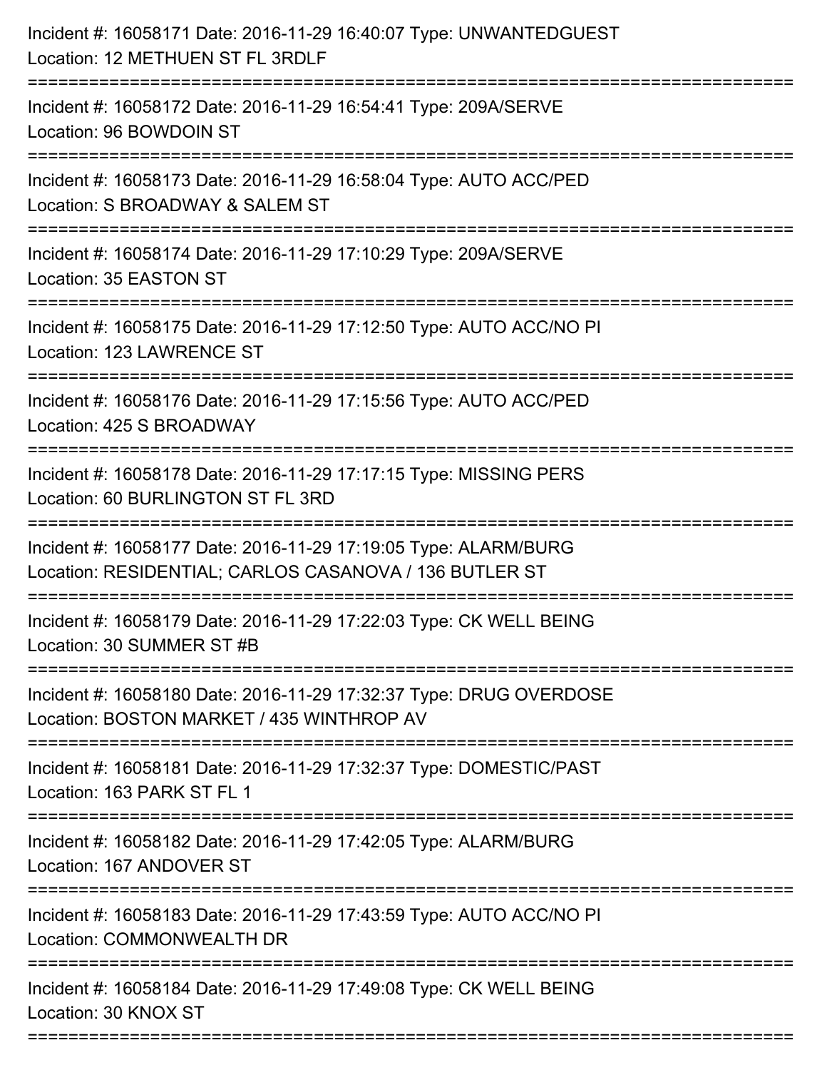Incident #: 16058171 Date: 2016-11-29 16:40:07 Type: UNWANTEDGUEST
Location: 12 METHUEN ST FL 3RDLF

===========================================================================

Incident #: 16058172 Date: 2016-11-29 16:54:41 Type: 209A/SERVE
Location: 96 BOWDOIN ST

===========================================================================

Incident #: 16058173 Date: 2016-11-29 16:58:04 Type: AUTO ACC/PED
Location: S BROADWAY & SALEM ST

===========================================================================

Incident #: 16058174 Date: 2016-11-29 17:10:29 Type: 209A/SERVE
Location: 35 EASTON ST

===========================================================================

Incident #: 16058175 Date: 2016-11-29 17:12:50 Type: AUTO ACC/NO PI
Location: 123 LAWRENCE ST

===========================================================================

Incident #: 16058176 Date: 2016-11-29 17:15:56 Type: AUTO ACC/PED
Location: 425 S BROADWAY

===========================================================================

Incident #: 16058178 Date: 2016-11-29 17:17:15 Type: MISSING PERS
Location: 60 BURLINGTON ST FL 3RD

===========================================================================

Incident #: 16058177 Date: 2016-11-29 17:19:05 Type: ALARM/BURG
Location: RESIDENTIAL; CARLOS CASANOVA / 136 BUTLER ST

===========================================================================

Incident #: 16058179 Date: 2016-11-29 17:22:03 Type: CK WELL BEING
Location: 30 SUMMER ST #B

===========================================================================

Incident #: 16058180 Date: 2016-11-29 17:32:37 Type: DRUG OVERDOSE
Location: BOSTON MARKET / 435 WINTHROP AV

===========================================================================

Incident #: 16058181 Date: 2016-11-29 17:32:37 Type: DOMESTIC/PAST
Location: 163 PARK ST FL 1

===========================================================================

Incident #: 16058182 Date: 2016-11-29 17:42:05 Type: ALARM/BURG
Location: 167 ANDOVER ST

===========================================================================

Incident #: 16058183 Date: 2016-11-29 17:43:59 Type: AUTO ACC/NO PI
Location: COMMONWEALTH DR

===========================================================================

Incident #: 16058184 Date: 2016-11-29 17:49:08 Type: CK WELL BEING
Location: 30 KNOX ST

===========================================================================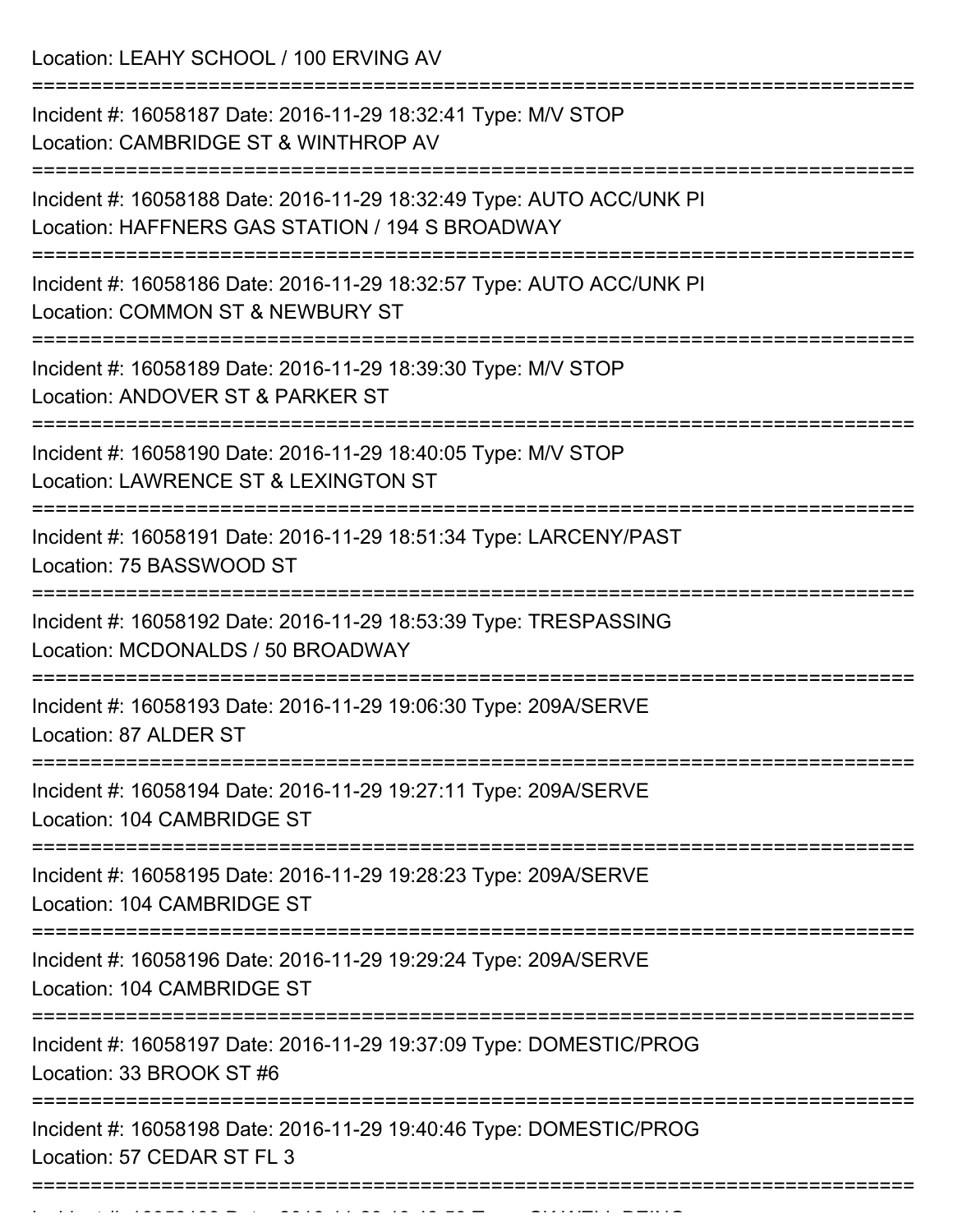Location: LEAHY SCHOOL / 100 ERVING AV

===========================================================================

Incident #: 16058187 Date: 2016-11-29 18:32:41 Type: M/V STOP
Location: CAMBRIDGE ST & WINTHROP AV

===========================================================================

Incident #: 16058188 Date: 2016-11-29 18:32:49 Type: AUTO ACC/UNK PI
Location: HAFFNERS GAS STATION / 194 S BROADWAY

===========================================================================

Incident #: 16058186 Date: 2016-11-29 18:32:57 Type: AUTO ACC/UNK PI
Location: COMMON ST & NEWBURY ST

===========================================================================

Incident #: 16058189 Date: 2016-11-29 18:39:30 Type: M/V STOP
Location: ANDOVER ST & PARKER ST

===========================================================================

Incident #: 16058190 Date: 2016-11-29 18:40:05 Type: M/V STOP
Location: LAWRENCE ST & LEXINGTON ST

===========================================================================

Incident #: 16058191 Date: 2016-11-29 18:51:34 Type: LARCENY/PAST
Location: 75 BASSWOOD ST

===========================================================================

Incident #: 16058192 Date: 2016-11-29 18:53:39 Type: TRESPASSING
Location: MCDONALDS / 50 BROADWAY

===========================================================================

Incident #: 16058193 Date: 2016-11-29 19:06:30 Type: 209A/SERVE
Location: 87 ALDER ST

===========================================================================

Incident #: 16058194 Date: 2016-11-29 19:27:11 Type: 209A/SERVE
Location: 104 CAMBRIDGE ST

===========================================================================

Incident #: 16058195 Date: 2016-11-29 19:28:23 Type: 209A/SERVE
Location: 104 CAMBRIDGE ST

===========================================================================

Incident #: 16058196 Date: 2016-11-29 19:29:24 Type: 209A/SERVE
Location: 104 CAMBRIDGE ST

===========================================================================

Incident #: 16058197 Date: 2016-11-29 19:37:09 Type: DOMESTIC/PROG
Location: 33 BROOK ST #6

===========================================================================

Incident #: 16058198 Date: 2016-11-29 19:40:46 Type: DOMESTIC/PROG
Location: 57 CEDAR ST FL 3

===========================================================================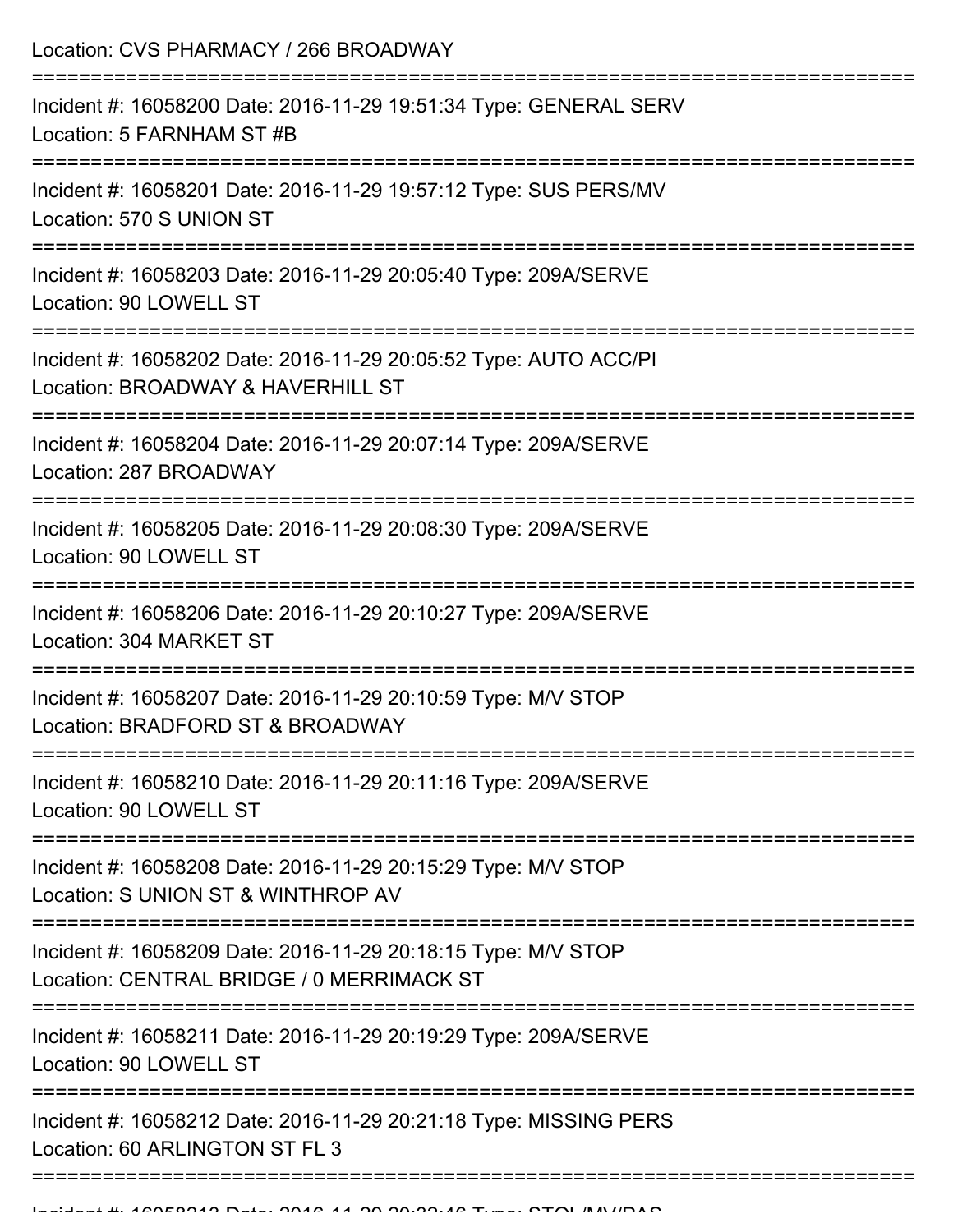Location: CVS PHARMACY / 266 BROADWAY

===========================================================================

Incident #: 16058200 Date: 2016-11-29 19:51:34 Type: GENERAL SERV
Location: 5 FARNHAM ST #B

===========================================================================

Incident #: 16058201 Date: 2016-11-29 19:57:12 Type: SUS PERS/MV
Location: 570 S UNION ST

===========================================================================

Incident #: 16058203 Date: 2016-11-29 20:05:40 Type: 209A/SERVE
Location: 90 LOWELL ST

===========================================================================

Incident #: 16058202 Date: 2016-11-29 20:05:52 Type: AUTO ACC/PI
Location: BROADWAY & HAVERHILL ST

===========================================================================

Incident #: 16058204 Date: 2016-11-29 20:07:14 Type: 209A/SERVE
Location: 287 BROADWAY

===========================================================================

Incident #: 16058205 Date: 2016-11-29 20:08:30 Type: 209A/SERVE
Location: 90 LOWELL ST

===========================================================================

Incident #: 16058206 Date: 2016-11-29 20:10:27 Type: 209A/SERVE
Location: 304 MARKET ST

===========================================================================

Incident #: 16058207 Date: 2016-11-29 20:10:59 Type: M/V STOP
Location: BRADFORD ST & BROADWAY

===========================================================================

Incident #: 16058210 Date: 2016-11-29 20:11:16 Type: 209A/SERVE
Location: 90 LOWELL ST

===========================================================================

Incident #: 16058208 Date: 2016-11-29 20:15:29 Type: M/V STOP
Location: S UNION ST & WINTHROP AV

===========================================================================

Incident #: 16058209 Date: 2016-11-29 20:18:15 Type: M/V STOP
Location: CENTRAL BRIDGE / 0 MERRIMACK ST

===========================================================================

Incident #: 16058211 Date: 2016-11-29 20:19:29 Type: 209A/SERVE
Location: 90 LOWELL ST

===========================================================================

Incident #: 16058212 Date: 2016-11-29 20:21:18 Type: MISSING PERS
Location: 60 ARLINGTON ST FL 3

===========================================================================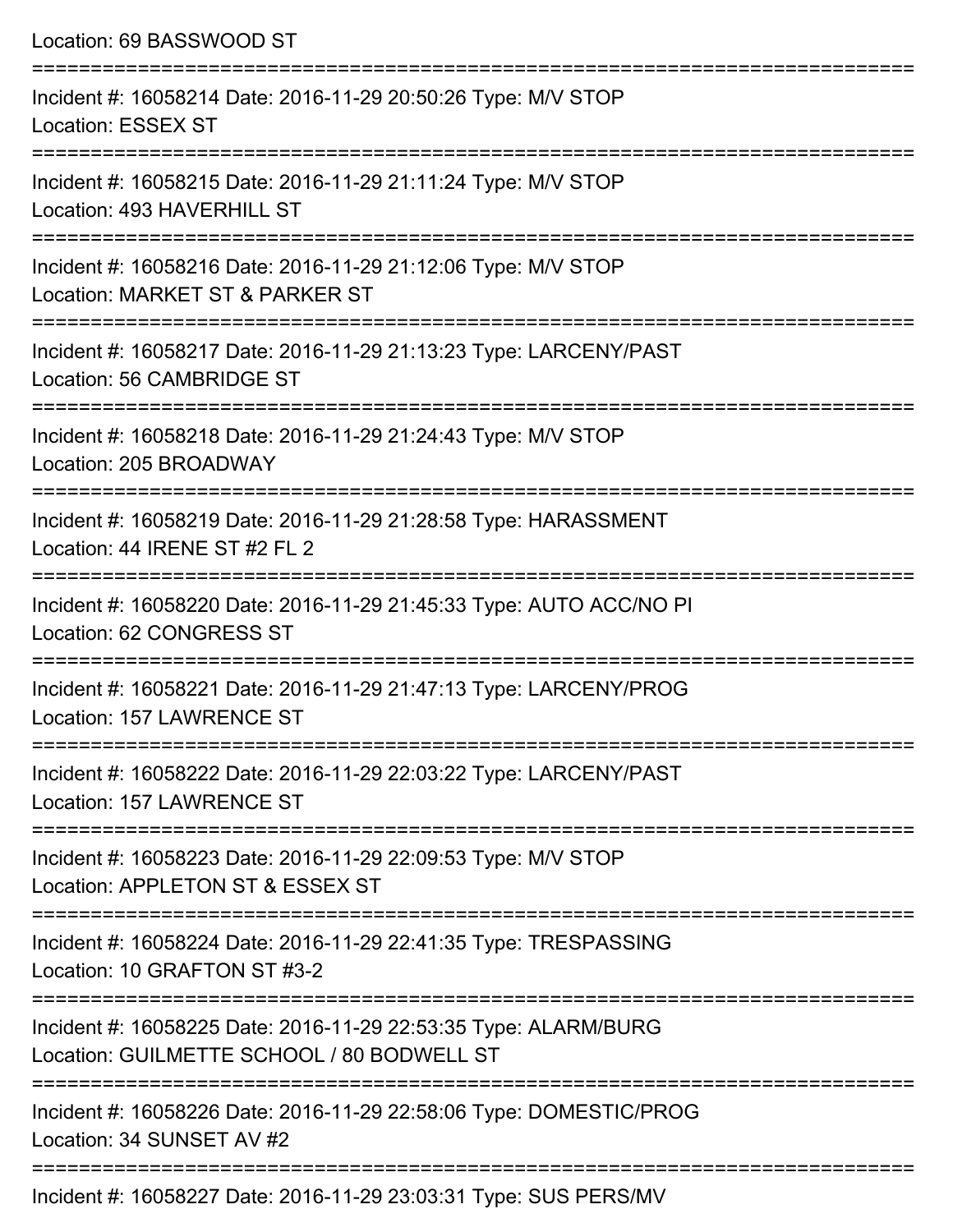Location: 69 BASSWOOD ST

===========================================================================

Incident #: 16058214 Date: 2016-11-29 20:50:26 Type: M/V STOP
Location: ESSEX ST

===========================================================================

Incident #: 16058215 Date: 2016-11-29 21:11:24 Type: M/V STOP
Location: 493 HAVERHILL ST

===========================================================================

Incident #: 16058216 Date: 2016-11-29 21:12:06 Type: M/V STOP
Location: MARKET ST & PARKER ST

===========================================================================

Incident #: 16058217 Date: 2016-11-29 21:13:23 Type: LARCENY/PAST
Location: 56 CAMBRIDGE ST

===========================================================================

Incident #: 16058218 Date: 2016-11-29 21:24:43 Type: M/V STOP
Location: 205 BROADWAY

===========================================================================

Incident #: 16058219 Date: 2016-11-29 21:28:58 Type: HARASSMENT
Location: 44 IRENE ST #2 FL 2

===========================================================================

Incident #: 16058220 Date: 2016-11-29 21:45:33 Type: AUTO ACC/NO PI
Location: 62 CONGRESS ST

===========================================================================

Incident #: 16058221 Date: 2016-11-29 21:47:13 Type: LARCENY/PROG
Location: 157 LAWRENCE ST

===========================================================================

Incident #: 16058222 Date: 2016-11-29 22:03:22 Type: LARCENY/PAST
Location: 157 LAWRENCE ST

===========================================================================

Incident #: 16058223 Date: 2016-11-29 22:09:53 Type: M/V STOP
Location: APPLETON ST & ESSEX ST

===========================================================================

Incident #: 16058224 Date: 2016-11-29 22:41:35 Type: TRESPASSING
Location: 10 GRAFTON ST #3-2

===========================================================================

Incident #: 16058225 Date: 2016-11-29 22:53:35 Type: ALARM/BURG
Location: GUILMETTE SCHOOL / 80 BODWELL ST

===========================================================================

Incident #: 16058226 Date: 2016-11-29 22:58:06 Type: DOMESTIC/PROG
Location: 34 SUNSET AV #2

===========================================================================

Incident #: 16058227 Date: 2016-11-29 23:03:31 Type: SUS PERS/MV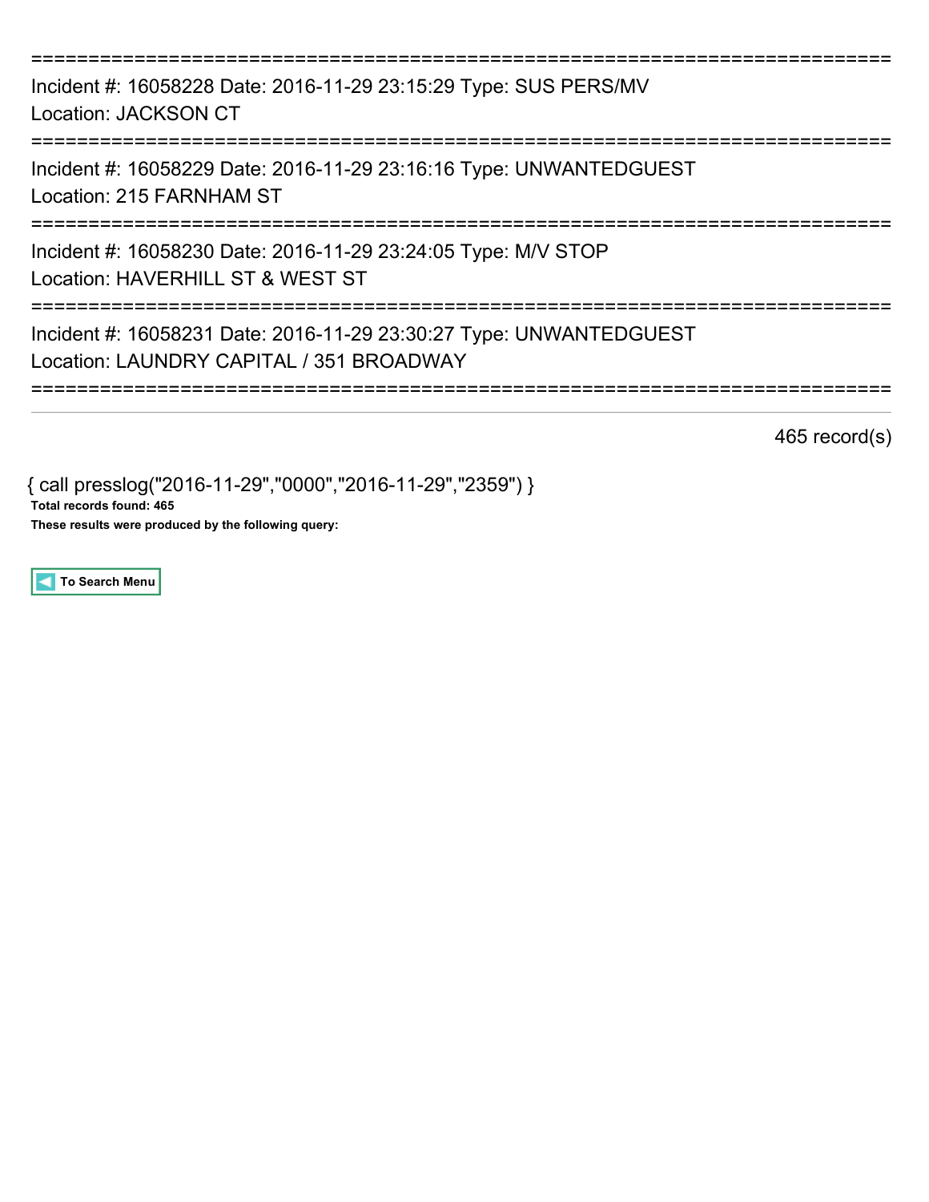===========================================================================

Incident #: 16058228 Date: 2016-11-29 23:15:29 Type: SUS PERS/MV
Location: JACKSON CT

===========================================================================

Incident #: 16058229 Date: 2016-11-29 23:16:16 Type: UNWANTEDGUEST
Location: 215 FARNHAM ST

===========================================================================

Incident #: 16058230 Date: 2016-11-29 23:24:05 Type: M/V STOP
Location: HAVERHILL ST & WEST ST

===========================================================================

Incident #: 16058231 Date: 2016-11-29 23:30:27 Type: UNWANTEDGUEST
Location: LAUNDRY CAPITAL / 351 BROADWAY

===========================================================================

---

465 record(s)

{ call presslog("2016-11-29","0000","2016-11-29","2359") }

**Total records found: 465**

**These results were produced by the following query:**

**To Search Menu**